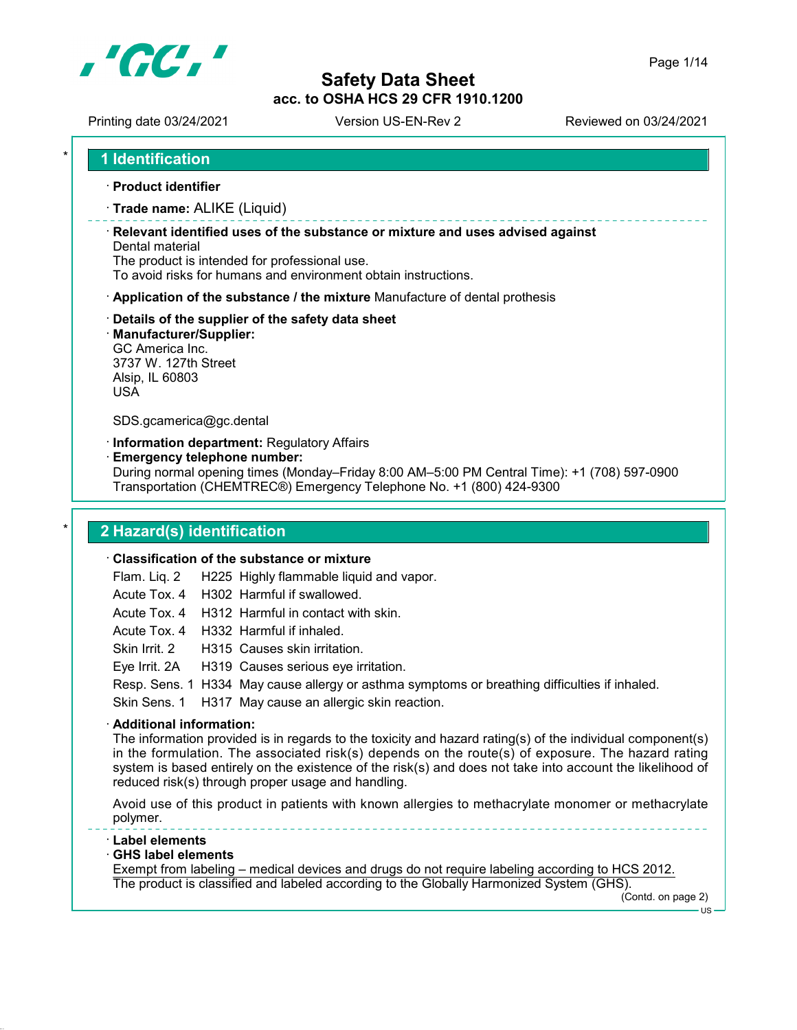# Safety Data Sheet

**acc. to OSHA HCS 29 CFR 1910.1200**

Printing date 03/24/2021 | Version US-EN-Rev 2 | Reviewed on 03/24/2021

## 1 Identification

· **Product identifier**

· **Trade name:** ALIKE (Liquid)

· **Relevant identified uses of the substance or mixture and uses advised against**
Dental material
The product is intended for professional use.
To avoid risks for humans and environment obtain instructions.

· **Application of the substance / the mixture** Manufacture of dental prothesis

· **Details of the supplier of the safety data sheet**

· **Manufacturer/Supplier:**
GC America Inc.
3737 W. 127th Street
Alsip, IL 60803
USA

SDS.gcamerica@gc.dental

· **Information department:** Regulatory Affairs

· **Emergency telephone number:**
During normal opening times (Monday–Friday 8:00 AM–5:00 PM Central Time): +1 (708) 597-0900
Transportation (CHEMTREC®) Emergency Telephone No. +1 (800) 424-9300

## 2 Hazard(s) identification

· **Classification of the substance or mixture**

| | | |
|---|---|---|
| Flam. Liq. 2 | H225 | Highly flammable liquid and vapor. |
| Acute Tox. 4 | H302 | Harmful if swallowed. |
| Acute Tox. 4 | H312 | Harmful in contact with skin. |
| Acute Tox. 4 | H332 | Harmful if inhaled. |
| Skin Irrit. 2 | H315 | Causes skin irritation. |
| Eye Irrit. 2A | H319 | Causes serious eye irritation. |
| Resp. Sens. 1 | H334 | May cause allergy or asthma symptoms or breathing difficulties if inhaled. |
| Skin Sens. 1 | H317 | May cause an allergic skin reaction. |

· **Additional information:**
The information provided is in regards to the toxicity and hazard rating(s) of the individual component(s) in the formulation. The associated risk(s) depends on the route(s) of exposure. The hazard rating system is based entirely on the existence of the risk(s) and does not take into account the likelihood of reduced risk(s) through proper usage and handling.

Avoid use of this product in patients with known allergies to methacrylate monomer or methacrylate polymer.

· **Label elements**

· **GHS label elements**
Exempt from labeling – medical devices and drugs do not require labeling according to HCS 2012.
The product is classified and labeled according to the Globally Harmonized System (GHS).

(Contd. on page 2)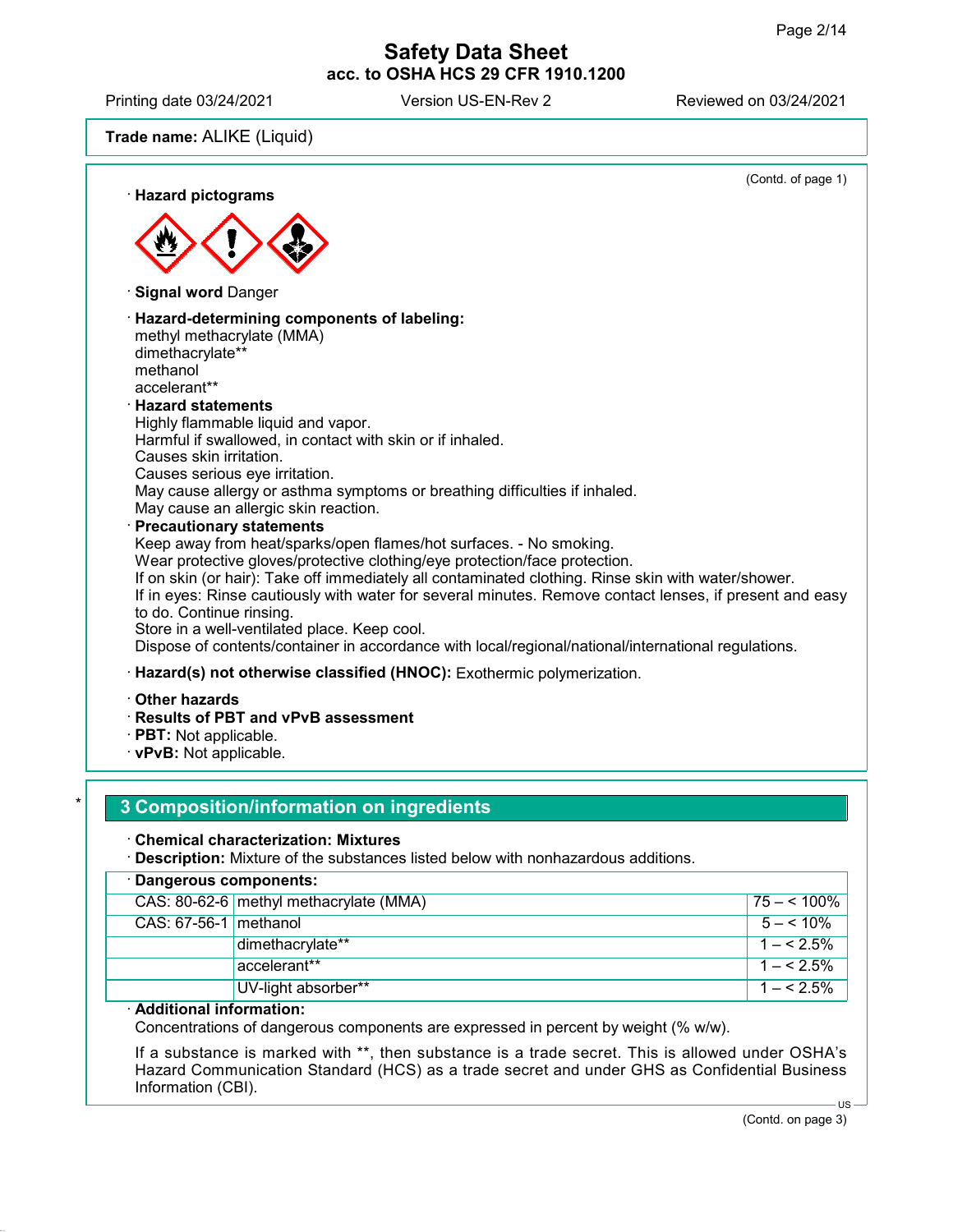**Trade name:** ALIKE (Liquid)

(Contd. of page 1)

· **Hazard pictograms**

· **Signal word** Danger

· **Hazard-determining components of labeling:**
methyl methacrylate (MMA)
dimethacrylate**
methanol
accelerant**

· **Hazard statements**
Highly flammable liquid and vapor.
Harmful if swallowed, in contact with skin or if inhaled.
Causes skin irritation.
Causes serious eye irritation.
May cause allergy or asthma symptoms or breathing difficulties if inhaled.
May cause an allergic skin reaction.

· **Precautionary statements**
Keep away from heat/sparks/open flames/hot surfaces. - No smoking.
Wear protective gloves/protective clothing/eye protection/face protection.
If on skin (or hair): Take off immediately all contaminated clothing. Rinse skin with water/shower.
If in eyes: Rinse cautiously with water for several minutes. Remove contact lenses, if present and easy to do. Continue rinsing.
Store in a well-ventilated place. Keep cool.
Dispose of contents/container in accordance with local/regional/national/international regulations.

· **Hazard(s) not otherwise classified (HNOC):** Exothermic polymerization.

· **Other hazards**
· **Results of PBT and vPvB assessment**
· **PBT:** Not applicable.
· **vPvB:** Not applicable.

## 3 Composition/information on ingredients

· **Chemical characterization: Mixtures**
· **Description:** Mixture of the substances listed below with nonhazardous additions.

| · **Dangerous components:** | | |
|---|---|---|
| CAS: 80-62-6 | methyl methacrylate (MMA) | 75 – < 100% |
| CAS: 67-56-1 | methanol | 5 – < 10% |
| | dimethacrylate** | 1 – < 2.5% |
| | accelerant** | 1 – < 2.5% |
| | UV-light absorber** | 1 – < 2.5% |

· **Additional information:**
Concentrations of dangerous components are expressed in percent by weight (% w/w).

If a substance is marked with **, then substance is a trade secret. This is allowed under OSHA's Hazard Communication Standard (HCS) as a trade secret and under GHS as Confidential Business Information (CBI).

(Contd. on page 3)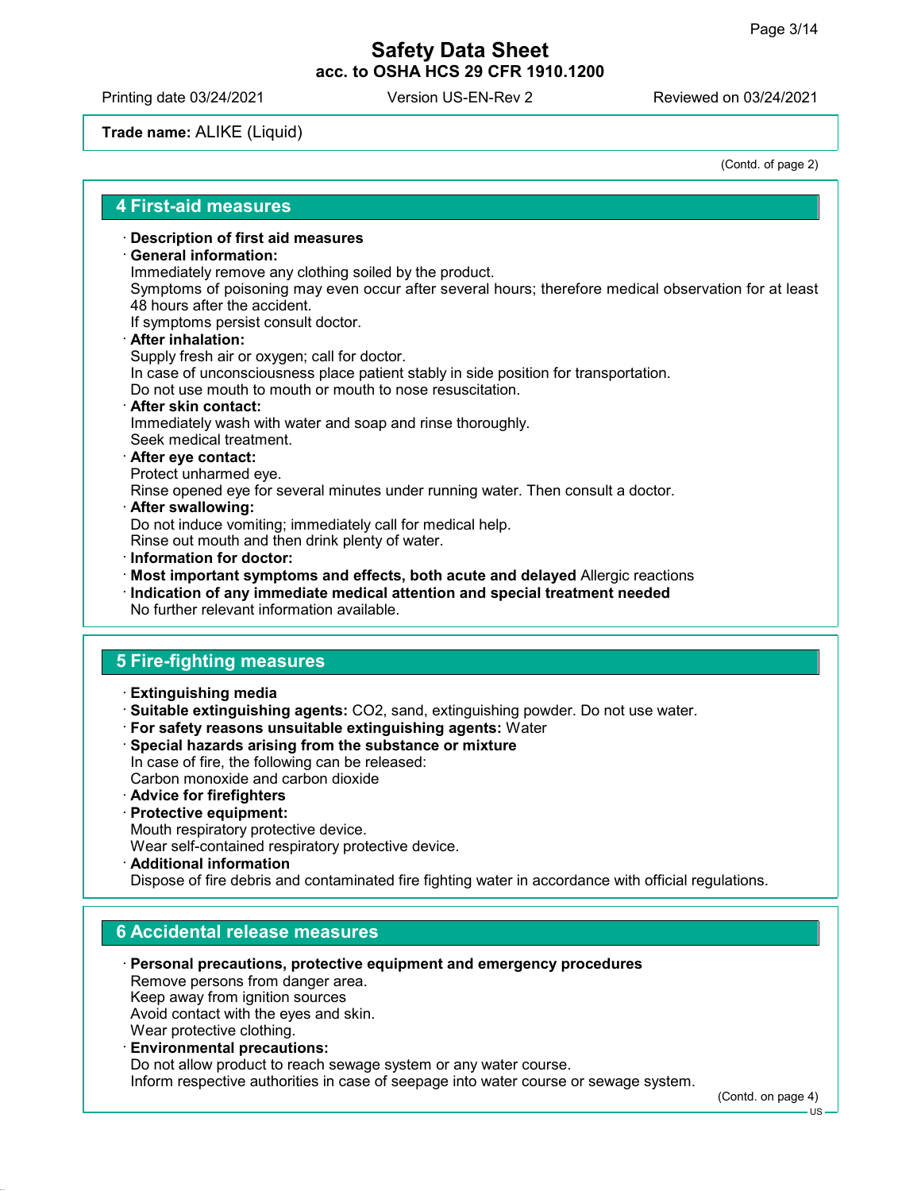**Trade name:** ALIKE (Liquid)

(Contd. of page 2)

## 4 First-aid measures

· **Description of first aid measures**
· **General information:**
Immediately remove any clothing soiled by the product.
Symptoms of poisoning may even occur after several hours; therefore medical observation for at least 48 hours after the accident.
If symptoms persist consult doctor.
· **After inhalation:**
Supply fresh air or oxygen; call for doctor.
In case of unconsciousness place patient stably in side position for transportation.
Do not use mouth to mouth or mouth to nose resuscitation.
· **After skin contact:**
Immediately wash with water and soap and rinse thoroughly.
Seek medical treatment.
· **After eye contact:**
Protect unharmed eye.
Rinse opened eye for several minutes under running water. Then consult a doctor.
· **After swallowing:**
Do not induce vomiting; immediately call for medical help.
Rinse out mouth and then drink plenty of water.
· **Information for doctor:**
· **Most important symptoms and effects, both acute and delayed** Allergic reactions
· **Indication of any immediate medical attention and special treatment needed**
No further relevant information available.

## 5 Fire-fighting measures

· **Extinguishing media**
· **Suitable extinguishing agents:** $CO_2$, sand, extinguishing powder. Do not use water.
· **For safety reasons unsuitable extinguishing agents:** Water
· **Special hazards arising from the substance or mixture**
In case of fire, the following can be released:
Carbon monoxide and carbon dioxide
· **Advice for firefighters**
· **Protective equipment:**
Mouth respiratory protective device.
Wear self-contained respiratory protective device.
· **Additional information**
Dispose of fire debris and contaminated fire fighting water in accordance with official regulations.

## 6 Accidental release measures

· **Personal precautions, protective equipment and emergency procedures**
Remove persons from danger area.
Keep away from ignition sources
Avoid contact with the eyes and skin.
Wear protective clothing.
· **Environmental precautions:**
Do not allow product to reach sewage system or any water course.
Inform respective authorities in case of seepage into water course or sewage system.

(Contd. on page 4)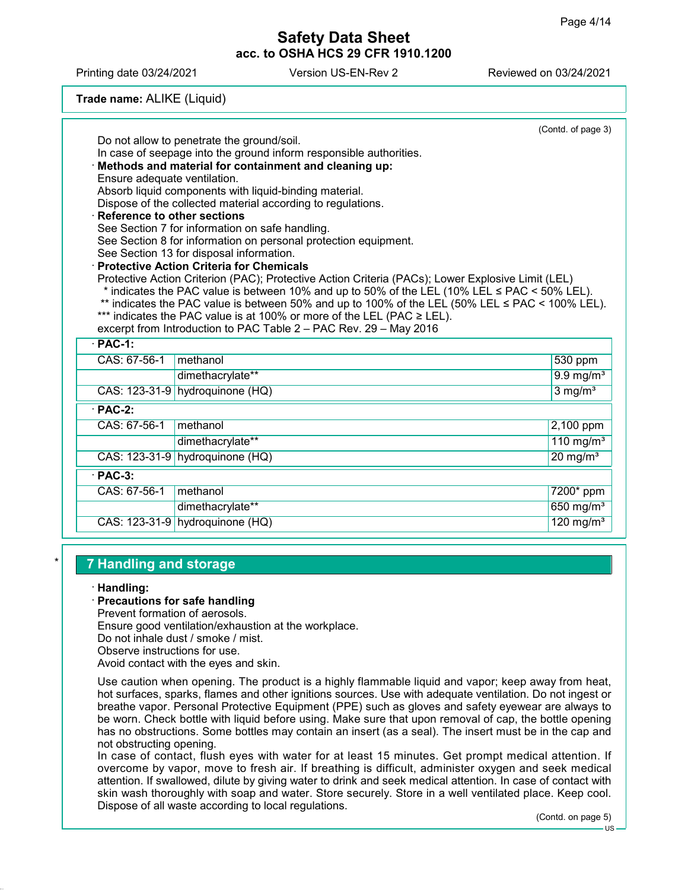**Trade name:** ALIKE (Liquid)

(Contd. of page 3)

Do not allow to penetrate the ground/soil.
In case of seepage into the ground inform responsible authorities.

· **Methods and material for containment and cleaning up:**
Ensure adequate ventilation.
Absorb liquid components with liquid-binding material.
Dispose of the collected material according to regulations.

· **Reference to other sections**
See Section 7 for information on safe handling.
See Section 8 for information on personal protection equipment.
See Section 13 for disposal information.

· **Protective Action Criteria for Chemicals**
Protective Action Criterion (PAC); Protective Action Criteria (PACs); Lower Explosive Limit (LEL)
 * indicates the PAC value is between 10% and up to 50% of the LEL (10% LEL ≤ PAC < 50% LEL).
 ** indicates the PAC value is between 50% and up to 100% of the LEL (50% LEL ≤ PAC < 100% LEL).
*** indicates the PAC value is at 100% or more of the LEL (PAC ≥ LEL).
excerpt from Introduction to PAC Table 2 – PAC Rev. 29 – May 2016

| · **PAC-1:** | | |
|---|---|---|
| CAS: 67-56-1 | methanol | 530 ppm |
| | dimethacrylate** | 9.9 mg/m³ |
| CAS: 123-31-9 | hydroquinone (HQ) | 3 mg/m³ |
| · **PAC-2:** | | |
| CAS: 67-56-1 | methanol | 2,100 ppm |
| | dimethacrylate** | 110 mg/m³ |
| CAS: 123-31-9 | hydroquinone (HQ) | 20 mg/m³ |
| · **PAC-3:** | | |
| CAS: 67-56-1 | methanol | 7200* ppm |
| | dimethacrylate** | 650 mg/m³ |
| CAS: 123-31-9 | hydroquinone (HQ) | 120 mg/m³ |

## 7 Handling and storage

· **Handling:**
· **Precautions for safe handling**
Prevent formation of aerosols.
Ensure good ventilation/exhaustion at the workplace.
Do not inhale dust / smoke / mist.
Observe instructions for use.
Avoid contact with the eyes and skin.

Use caution when opening. The product is a highly flammable liquid and vapor; keep away from heat, hot surfaces, sparks, flames and other ignitions sources. Use with adequate ventilation. Do not ingest or breathe vapor. Personal Protective Equipment (PPE) such as gloves and safety eyewear are always to be worn. Check bottle with liquid before using. Make sure that upon removal of cap, the bottle opening has no obstructions. Some bottles may contain an insert (as a seal). The insert must be in the cap and not obstructing opening.
In case of contact, flush eyes with water for at least 15 minutes. Get prompt medical attention. If overcome by vapor, move to fresh air. If breathing is difficult, administer oxygen and seek medical attention. If swallowed, dilute by giving water to drink and seek medical attention. In case of contact with skin wash thoroughly with soap and water. Store securely. Store in a well ventilated place. Keep cool. Dispose of all waste according to local regulations.

(Contd. on page 5)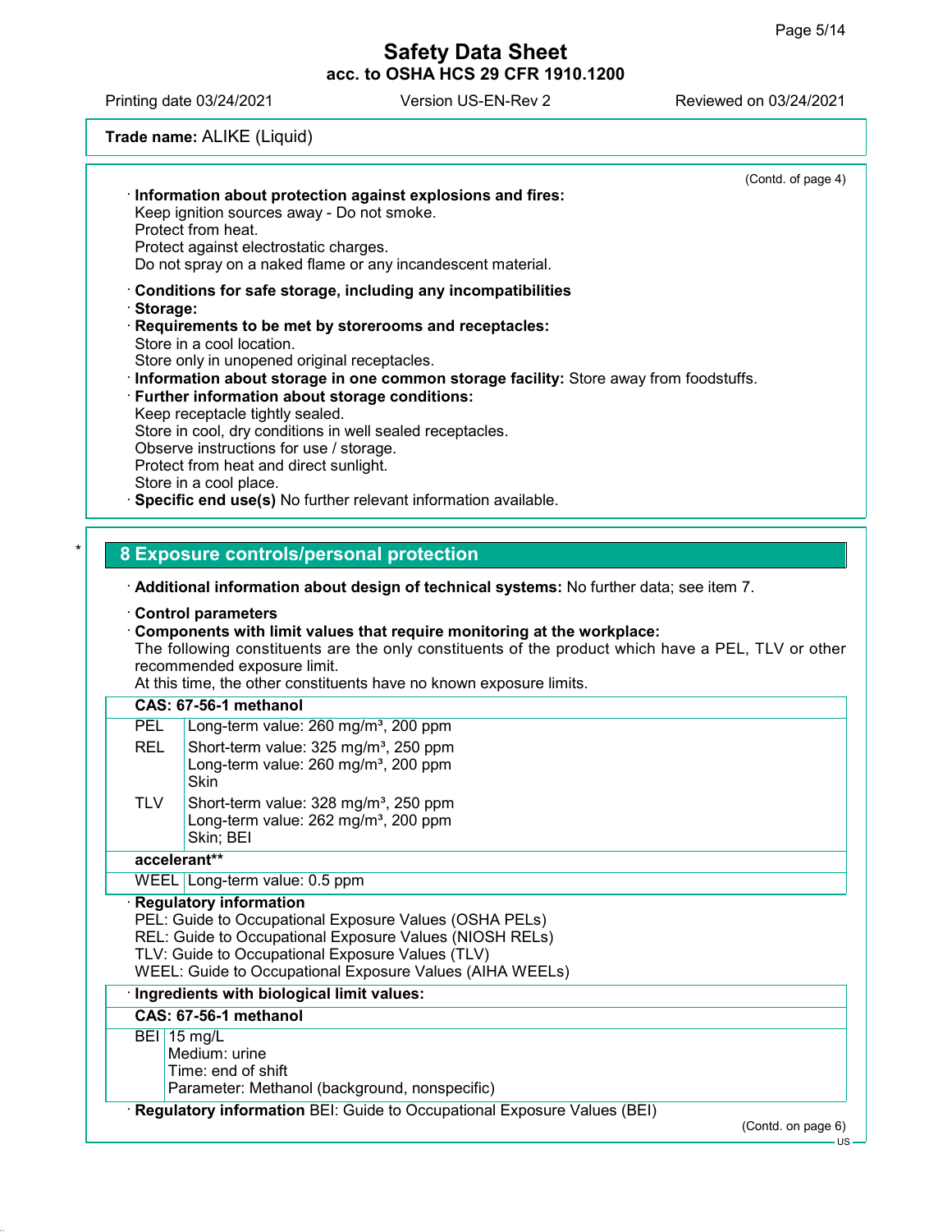(Contd. of page 4)

· **Information about protection against explosions and fires:**
Keep ignition sources away - Do not smoke.
Protect from heat.
Protect against electrostatic charges.
Do not spray on a naked flame or any incandescent material.

· **Conditions for safe storage, including any incompatibilities**
· **Storage:**
· **Requirements to be met by storerooms and receptacles:**
Store in a cool location.
Store only in unopened original receptacles.
· **Information about storage in one common storage facility:** Store away from foodstuffs.
· **Further information about storage conditions:**
Keep receptacle tightly sealed.
Store in cool, dry conditions in well sealed receptacles.
Observe instructions for use / storage.
Protect from heat and direct sunlight.
Store in a cool place.
· **Specific end use(s)** No further relevant information available.

## 8 Exposure controls/personal protection

· **Additional information about design of technical systems:** No further data; see item 7.

· **Control parameters**
· **Components with limit values that require monitoring at the workplace:**
The following constituents are the only constituents of the product which have a PEL, TLV or other recommended exposure limit.
At this time, the other constituents have no known exposure limits.

| **CAS: 67-56-1 methanol** | |
|---|---|
| PEL | Long-term value: 260 mg/m³, 200 ppm |
| REL | Short-term value: 325 mg/m³, 250 ppm<br>Long-term value: 260 mg/m³, 200 ppm<br>Skin |
| TLV | Short-term value: 328 mg/m³, 250 ppm<br>Long-term value: 262 mg/m³, 200 ppm<br>Skin; BEI |
| **accelerant**** | |
| WEEL | Long-term value: 0.5 ppm |

· **Regulatory information**
PEL: Guide to Occupational Exposure Values (OSHA PELs)
REL: Guide to Occupational Exposure Values (NIOSH RELs)
TLV: Guide to Occupational Exposure Values (TLV)
WEEL: Guide to Occupational Exposure Values (AIHA WEELs)

· **Ingredients with biological limit values:**

| **CAS: 67-56-1 methanol** | |
|---|---|
| BEI | 15 mg/L<br>Medium: urine<br>Time: end of shift<br>Parameter: Methanol (background, nonspecific) |

· **Regulatory information** BEI: Guide to Occupational Exposure Values (BEI)

(Contd. on page 6)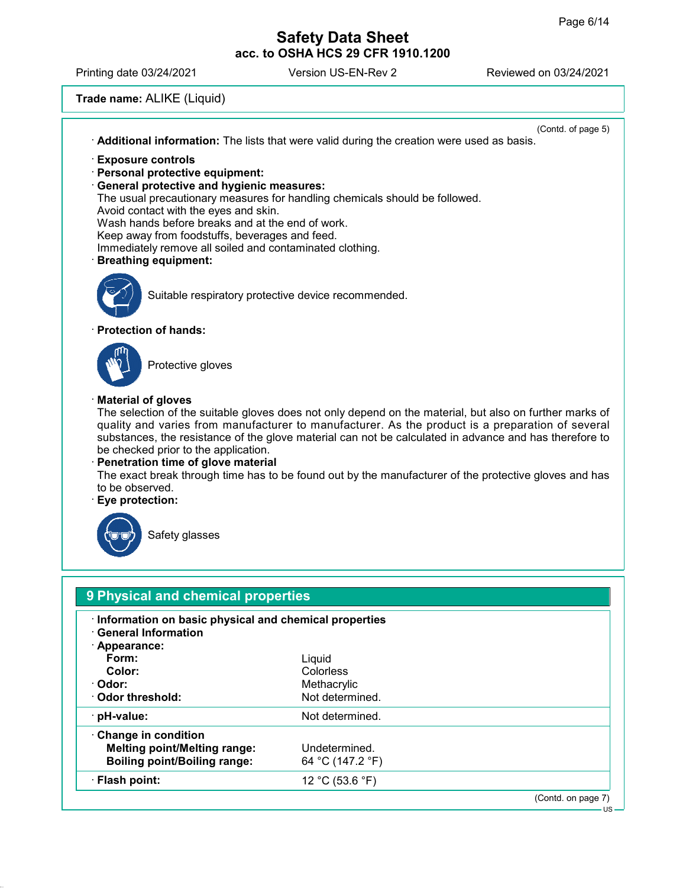Trade name: ALIKE (Liquid)

(Contd. of page 5)

· **Additional information:** The lists that were valid during the creation were used as basis.

· **Exposure controls**
· **Personal protective equipment:**
· **General protective and hygienic measures:**
The usual precautionary measures for handling chemicals should be followed.
Avoid contact with the eyes and skin.
Wash hands before breaks and at the end of work.
Keep away from foodstuffs, beverages and feed.
Immediately remove all soiled and contaminated clothing.
· **Breathing equipment:**

Suitable respiratory protective device recommended.

· **Protection of hands:**

Protective gloves

· **Material of gloves**
The selection of the suitable gloves does not only depend on the material, but also on further marks of quality and varies from manufacturer to manufacturer. As the product is a preparation of several substances, the resistance of the glove material can not be calculated in advance and has therefore to be checked prior to the application.
· **Penetration time of glove material**
The exact break through time has to be found out by the manufacturer of the protective gloves and has to be observed.
· **Eye protection:**

Safety glasses

## 9 Physical and chemical properties

· **Information on basic physical and chemical properties**
· **General Information**
· **Appearance:**

| | |
|---|---|
| **Form:** | Liquid |
| **Color:** | Colorless |
| · **Odor:** | Methacrylic |
| · **Odor threshold:** | Not determined. |
| · **pH-value:** | Not determined. |
| · **Change in condition** | |
| **Melting point/Melting range:** | Undetermined. |
| **Boiling point/Boiling range:** | 64 °C (147.2 °F) |
| · **Flash point:** | 12 °C (53.6 °F) |

(Contd. on page 7)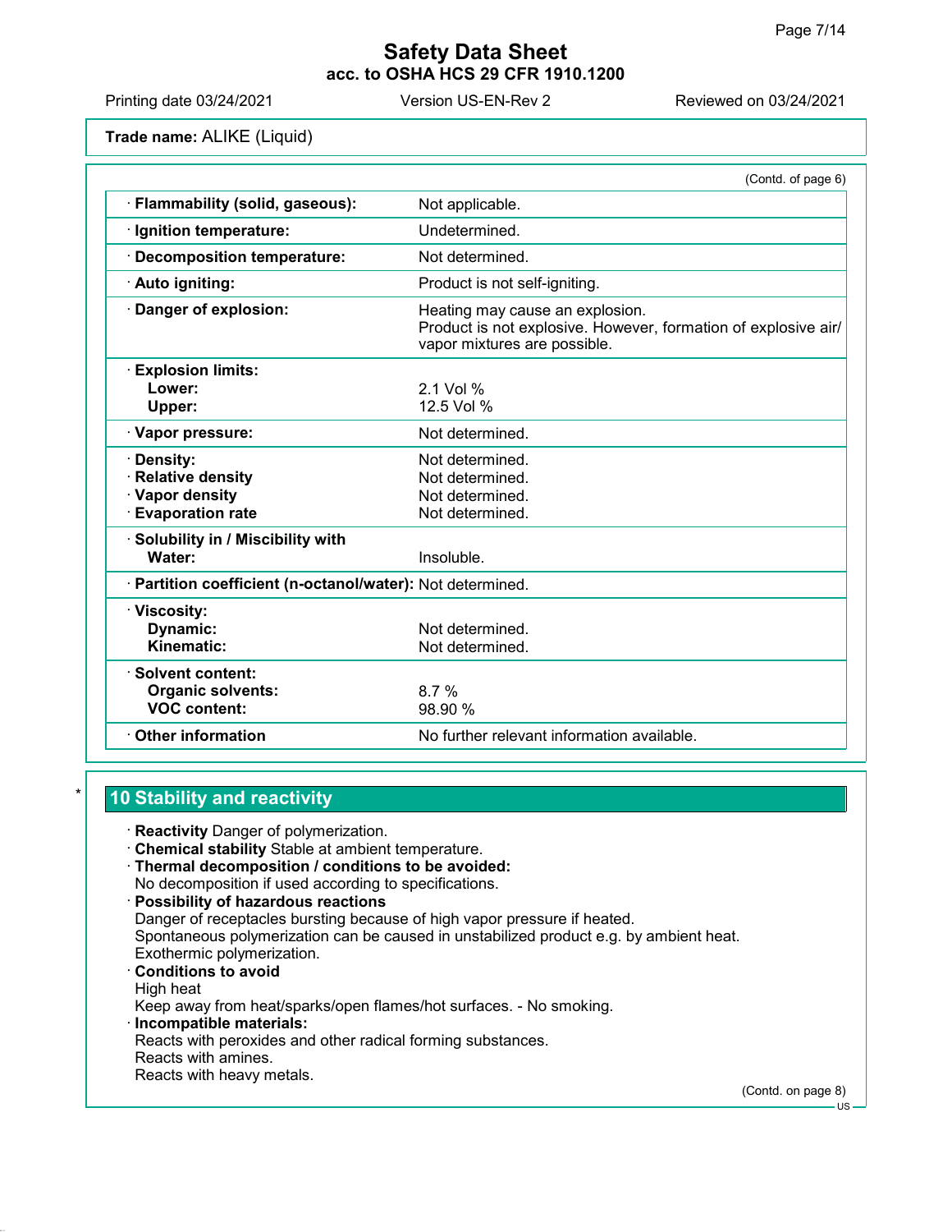**Trade name:** ALIKE (Liquid)

(Contd. of page 6)

| | |
|---|---|
| · **Flammability (solid, gaseous):** | Not applicable. |
| · **Ignition temperature:** | Undetermined. |
| · **Decomposition temperature:** | Not determined. |
| · **Auto igniting:** | Product is not self-igniting. |
| · **Danger of explosion:** | Heating may cause an explosion.<br>Product is not explosive. However, formation of explosive air/vapor mixtures are possible. |
| · **Explosion limits:**<br>**Lower:**<br>**Upper:** | <br>2.1 Vol %<br>12.5 Vol % |
| · **Vapor pressure:** | Not determined. |
| · **Density:**<br>· **Relative density**<br>· **Vapor density**<br>· **Evaporation rate** | Not determined.<br>Not determined.<br>Not determined.<br>Not determined. |
| · **Solubility in / Miscibility with**<br>**Water:** | <br>Insoluble. |
| · **Partition coefficient (n-octanol/water):** | Not determined. |
| · **Viscosity:**<br>**Dynamic:**<br>**Kinematic:** | <br>Not determined.<br>Not determined. |
| · **Solvent content:**<br>**Organic solvents:**<br>**VOC content:** | <br>8.7 %<br>98.90 % |
| · **Other information** | No further relevant information available. |

## 10 Stability and reactivity

· **Reactivity** Danger of polymerization.
· **Chemical stability** Stable at ambient temperature.
· **Thermal decomposition / conditions to be avoided:**
No decomposition if used according to specifications.
· **Possibility of hazardous reactions**
Danger of receptacles bursting because of high vapor pressure if heated.
Spontaneous polymerization can be caused in unstabilized product e.g. by ambient heat.
Exothermic polymerization.
· **Conditions to avoid**
High heat
Keep away from heat/sparks/open flames/hot surfaces. - No smoking.
· **Incompatible materials:**
Reacts with peroxides and other radical forming substances.
Reacts with amines.
Reacts with heavy metals.

(Contd. on page 8)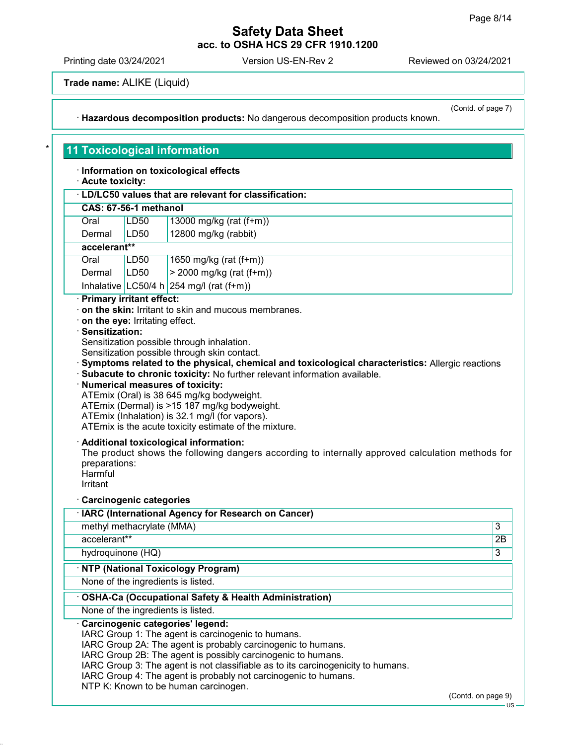**Trade name:** ALIKE (Liquid)

(Contd. of page 7)

· **Hazardous decomposition products:** No dangerous decomposition products known.

## 11 Toxicological information

· **Information on toxicological effects**
· **Acute toxicity:**

| · **LD/LC50 values that are relevant for classification:** | | |
|---|---|---|
| **CAS: 67-56-1 methanol** | | |
| Oral | LD50 | 13000 mg/kg (rat (f+m)) |
| Dermal | LD50 | 12800 mg/kg (rabbit) |
| **accelerant**** | | |
| Oral | LD50 | 1650 mg/kg (rat (f+m)) |
| Dermal | LD50 | > 2000 mg/kg (rat (f+m)) |
| Inhalative | LC50/4 h | 254 mg/l (rat (f+m)) |

· **Primary irritant effect:**
· **on the skin:** Irritant to skin and mucous membranes.
· **on the eye:** Irritating effect.
· **Sensitization:**
Sensitization possible through inhalation.
Sensitization possible through skin contact.
· **Symptoms related to the physical, chemical and toxicological characteristics:** Allergic reactions
· **Subacute to chronic toxicity:** No further relevant information available.
· **Numerical measures of toxicity:**
ATEmix (Oral) is 38 645 mg/kg bodyweight.
ATEmix (Dermal) is >15 187 mg/kg bodyweight.
ATEmix (Inhalation) is 32.1 mg/l (for vapors).
ATEmix is the acute toxicity estimate of the mixture.

· **Additional toxicological information:**
The product shows the following dangers according to internally approved calculation methods for preparations:
Harmful
Irritant

· **Carcinogenic categories**

| · **IARC (International Agency for Research on Cancer)** | |
|---|---|
| methyl methacrylate (MMA) | 3 |
| accelerant** | 2B |
| hydroquinone (HQ) | 3 |

| · **NTP (National Toxicology Program)** |
|---|
| None of the ingredients is listed. |

| · **OSHA-Ca (Occupational Safety & Health Administration)** |
|---|
| None of the ingredients is listed. |

· **Carcinogenic categories' legend:**
IARC Group 1: The agent is carcinogenic to humans.
IARC Group 2A: The agent is probably carcinogenic to humans.
IARC Group 2B: The agent is possibly carcinogenic to humans.
IARC Group 3: The agent is not classifiable as to its carcinogenicity to humans.
IARC Group 4: The agent is probably not carcinogenic to humans.
NTP K: Known to be human carcinogen.

(Contd. on page 9)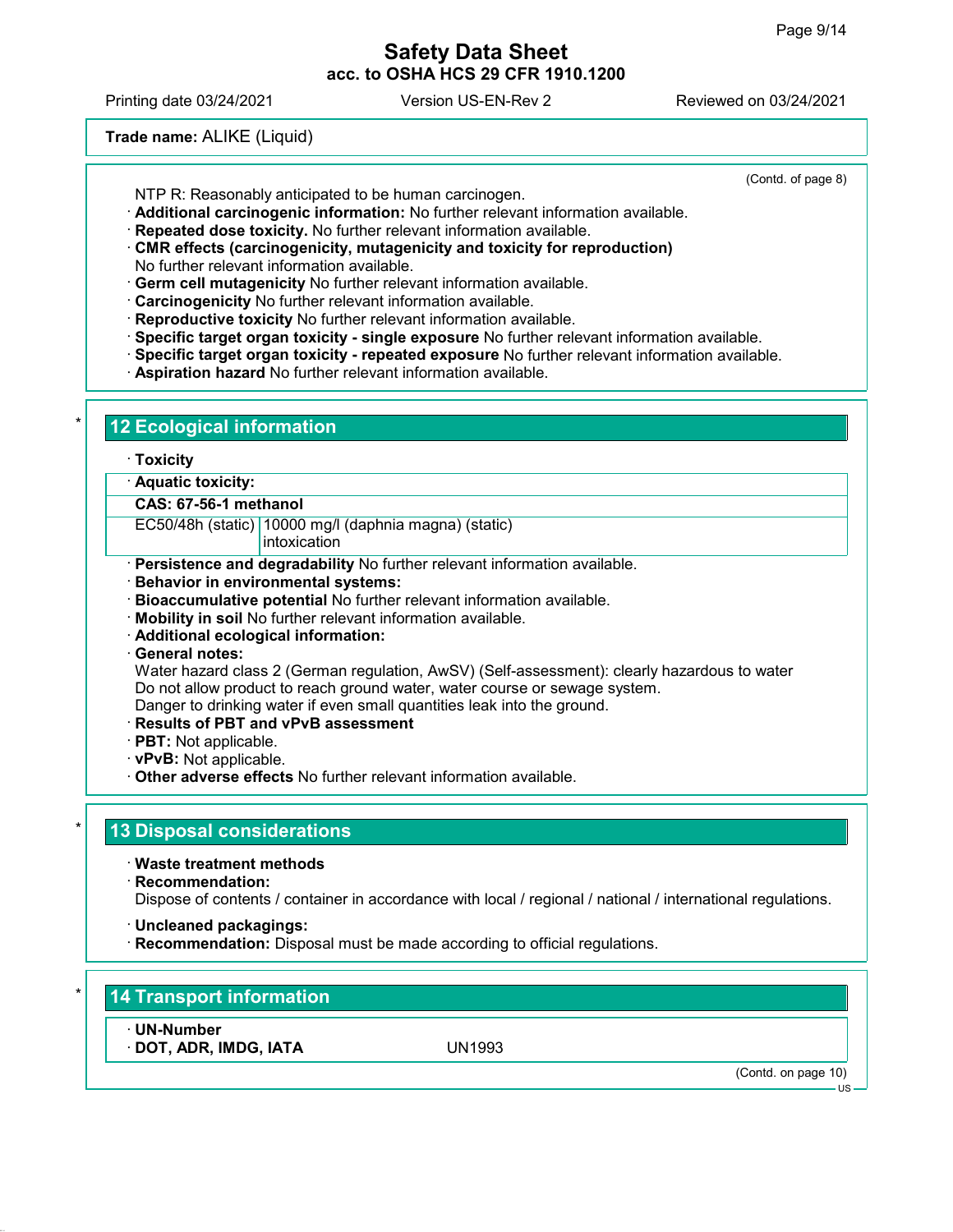(Contd. of page 8)

NTP R: Reasonably anticipated to be human carcinogen.

· **Additional carcinogenic information:** No further relevant information available.
· **Repeated dose toxicity.** No further relevant information available.
· **CMR effects (carcinogenicity, mutagenicity and toxicity for reproduction)**
No further relevant information available.
· **Germ cell mutagenicity** No further relevant information available.
· **Carcinogenicity** No further relevant information available.
· **Reproductive toxicity** No further relevant information available.
· **Specific target organ toxicity - single exposure** No further relevant information available.
· **Specific target organ toxicity - repeated exposure** No further relevant information available.
· **Aspiration hazard** No further relevant information available.

## 12 Ecological information

· **Toxicity**

| · **Aquatic toxicity:** | |
|---|---|
| **CAS: 67-56-1 methanol** | |
| EC50/48h (static) | 10000 mg/l (daphnia magna) (static) intoxication |

· **Persistence and degradability** No further relevant information available.
· **Behavior in environmental systems:**
· **Bioaccumulative potential** No further relevant information available.
· **Mobility in soil** No further relevant information available.
· **Additional ecological information:**
· **General notes:**
Water hazard class 2 (German regulation, AwSV) (Self-assessment): clearly hazardous to water
Do not allow product to reach ground water, water course or sewage system.
Danger to drinking water if even small quantities leak into the ground.
· **Results of PBT and vPvB assessment**
· **PBT:** Not applicable.
· **vPvB:** Not applicable.
· **Other adverse effects** No further relevant information available.

## 13 Disposal considerations

· **Waste treatment methods**
· **Recommendation:**
Dispose of contents / container in accordance with local / regional / national / international regulations.

· **Uncleaned packagings:**
· **Recommendation:** Disposal must be made according to official regulations.

## 14 Transport information

| · **UN-Number** | |
|---|---|
| · **DOT, ADR, IMDG, IATA** | UN1993 |

(Contd. on page 10)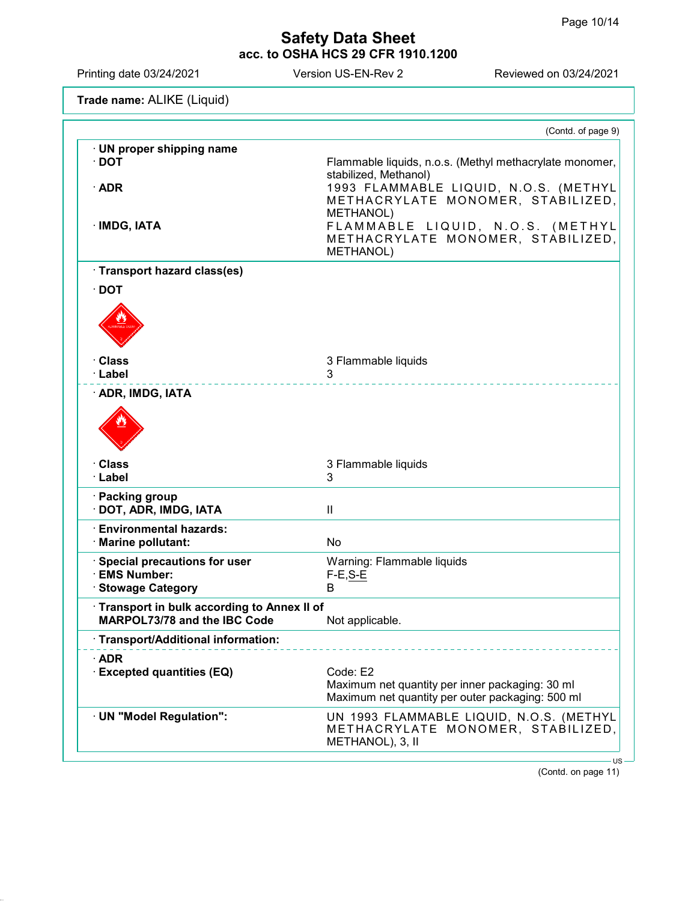**Trade name:** ALIKE (Liquid)

(Contd. of page 9)

| | |
|---|---|
| **· UN proper shipping name** | |
| **· DOT** | Flammable liquids, n.o.s. (Methyl methacrylate monomer, stabilized, Methanol) |
| **· ADR** | 1993 FLAMMABLE LIQUID, N.O.S. (METHYL METHACRYLATE MONOMER, STABILIZED, METHANOL) |
| **· IMDG, IATA** | FLAMMABLE LIQUID, N.O.S. (METHYL METHACRYLATE MONOMER, STABILIZED, METHANOL) |
| **· Transport hazard class(es)** | |
| **· DOT** | |
| **· Class** | 3 Flammable liquids |
| **· Label** | 3 |
| **· ADR, IMDG, IATA** | |
| **· Class** | 3 Flammable liquids |
| **· Label** | 3 |
| **· Packing group** | |
| **· DOT, ADR, IMDG, IATA** | II |
| **· Environmental hazards:** | |
| **· Marine pollutant:** | No |
| **· Special precautions for user** | Warning: Flammable liquids |
| **· EMS Number:** | F-E,S-E |
| **· Stowage Category** | B |
| **· Transport in bulk according to Annex II of MARPOL73/78 and the IBC Code** | Not applicable. |
| **· Transport/Additional information:** | |
| **· ADR** | |
| **· Excepted quantities (EQ)** | Code: E2<br>Maximum net quantity per inner packaging: 30 ml<br>Maximum net quantity per outer packaging: 500 ml |
| **· UN "Model Regulation":** | UN 1993 FLAMMABLE LIQUID, N.O.S. (METHYL METHACRYLATE MONOMER, STABILIZED, METHANOL), 3, II |

(Contd. on page 11)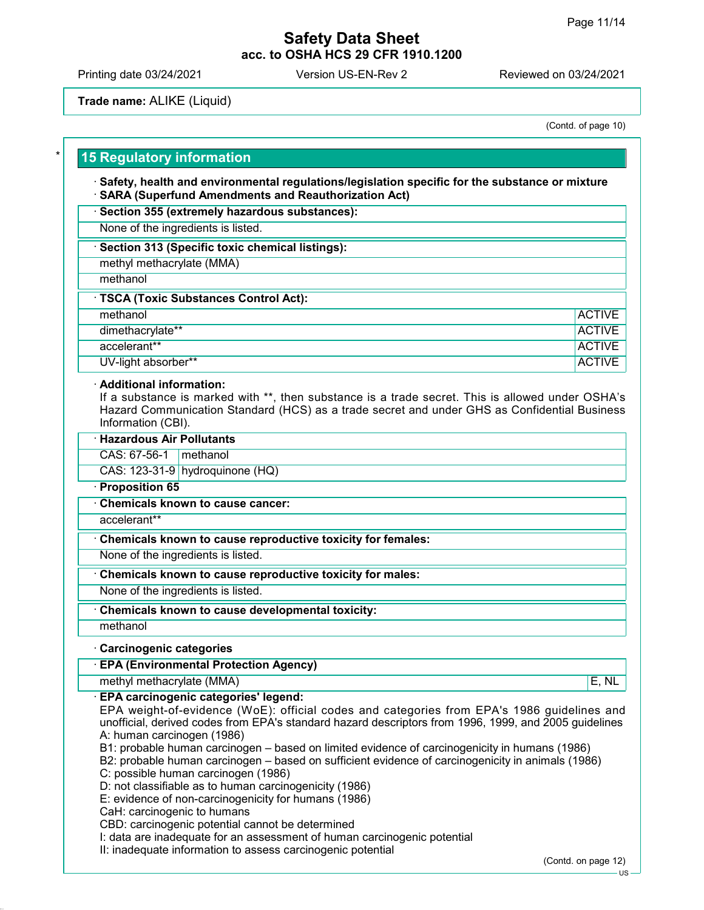**Trade name:** ALIKE (Liquid)

(Contd. of page 10)

## 15 Regulatory information

· **Safety, health and environmental regulations/legislation specific for the substance or mixture**
· **SARA (Superfund Amendments and Reauthorization Act)**

| · Section 355 (extremely hazardous substances): |
|---|
| None of the ingredients is listed. |

| · Section 313 (Specific toxic chemical listings): |
|---|
| methyl methacrylate (MMA) |
| methanol |

| · TSCA (Toxic Substances Control Act): | |
|---|---|
| methanol | ACTIVE |
| dimethacrylate** | ACTIVE |
| accelerant** | ACTIVE |
| UV-light absorber** | ACTIVE |

· **Additional information:**
If a substance is marked with **, then substance is a trade secret. This is allowed under OSHA's Hazard Communication Standard (HCS) as a trade secret and under GHS as Confidential Business Information (CBI).

| · Hazardous Air Pollutants | |
|---|---|
| CAS: 67-56-1 | methanol |
| CAS: 123-31-9 | hydroquinone (HQ) |

· **Proposition 65**

| · Chemicals known to cause cancer: |
|---|
| accelerant** |

| · Chemicals known to cause reproductive toxicity for females: |
|---|
| None of the ingredients is listed. |

| · Chemicals known to cause reproductive toxicity for males: |
|---|
| None of the ingredients is listed. |

| · Chemicals known to cause developmental toxicity: |
|---|
| methanol |

· **Carcinogenic categories**

| · EPA (Environmental Protection Agency) | |
|---|---|
| methyl methacrylate (MMA) | E, NL |

· **EPA carcinogenic categories' legend:**
EPA weight-of-evidence (WoE): official codes and categories from EPA's 1986 guidelines and unofficial, derived codes from EPA's standard hazard descriptors from 1996, 1999, and 2005 guidelines
A: human carcinogen (1986)
B1: probable human carcinogen – based on limited evidence of carcinogenicity in humans (1986)
B2: probable human carcinogen – based on sufficient evidence of carcinogenicity in animals (1986)
C: possible human carcinogen (1986)
D: not classifiable as to human carcinogenicity (1986)
E: evidence of non-carcinogenicity for humans (1986)
CaH: carcinogenic to humans
CBD: carcinogenic potential cannot be determined
I: data are inadequate for an assessment of human carcinogenic potential
II: inadequate information to assess carcinogenic potential

(Contd. on page 12)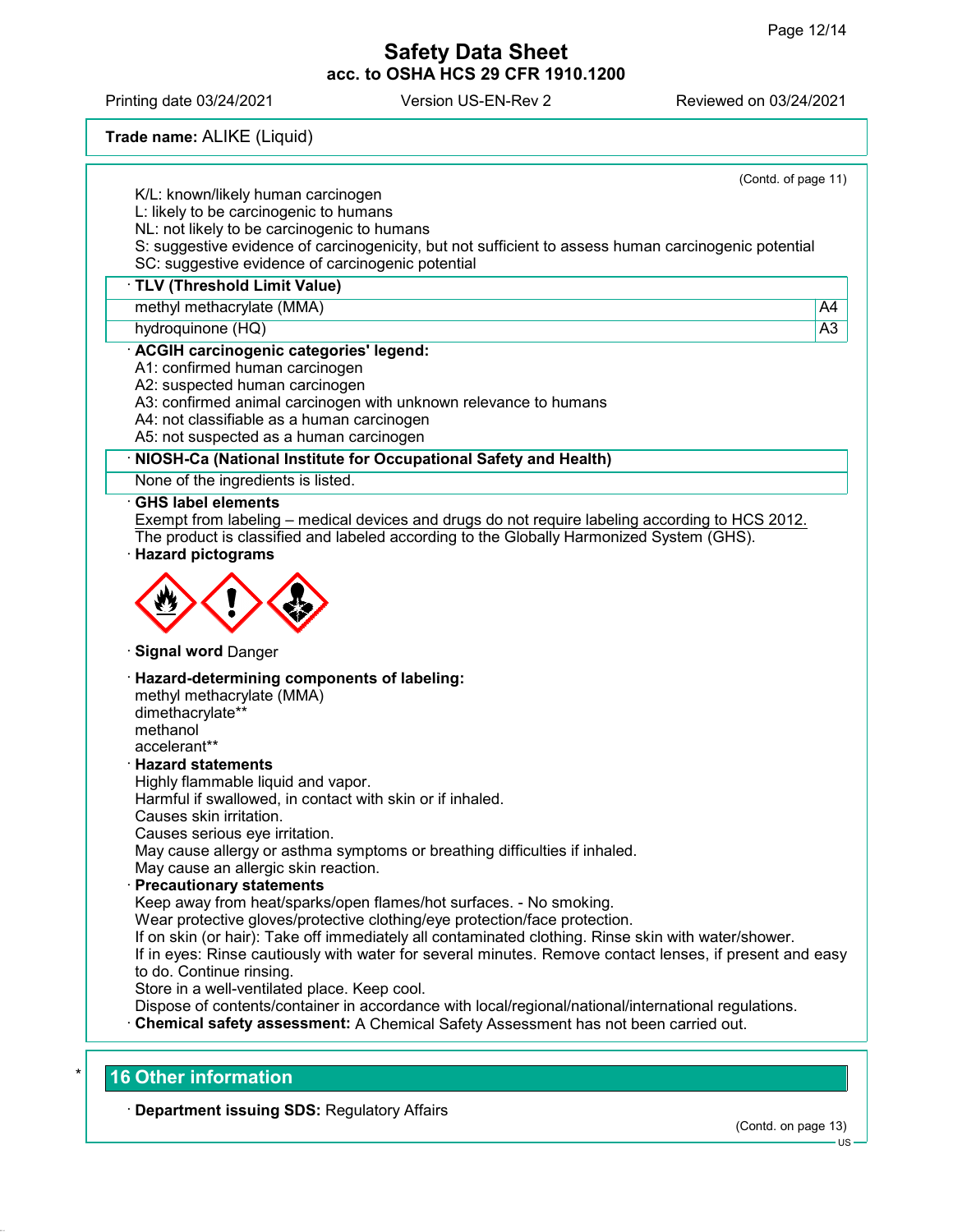(Contd. of page 11)

K/L: known/likely human carcinogen
L: likely to be carcinogenic to humans
NL: not likely to be carcinogenic to humans
S: suggestive evidence of carcinogenicity, but not sufficient to assess human carcinogenic potential
SC: suggestive evidence of carcinogenic potential

· **TLV (Threshold Limit Value)**

| | |
|---|---|
| methyl methacrylate (MMA) | A4 |
| hydroquinone (HQ) | A3 |

· **ACGIH carcinogenic categories' legend:**
A1: confirmed human carcinogen
A2: suspected human carcinogen
A3: confirmed animal carcinogen with unknown relevance to humans
A4: not classifiable as a human carcinogen
A5: not suspected as a human carcinogen

· **NIOSH-Ca (National Institute for Occupational Safety and Health)**

None of the ingredients is listed.

· **GHS label elements**
Exempt from labeling – medical devices and drugs do not require labeling according to HCS 2012.
The product is classified and labeled according to the Globally Harmonized System (GHS).

· **Hazard pictograms**

· **Signal word** Danger

· **Hazard-determining components of labeling:**
methyl methacrylate (MMA)
dimethacrylate**
methanol
accelerant**

· **Hazard statements**
Highly flammable liquid and vapor.
Harmful if swallowed, in contact with skin or if inhaled.
Causes skin irritation.
Causes serious eye irritation.
May cause allergy or asthma symptoms or breathing difficulties if inhaled.
May cause an allergic skin reaction.

· **Precautionary statements**
Keep away from heat/sparks/open flames/hot surfaces. - No smoking.
Wear protective gloves/protective clothing/eye protection/face protection.
If on skin (or hair): Take off immediately all contaminated clothing. Rinse skin with water/shower.
If in eyes: Rinse cautiously with water for several minutes. Remove contact lenses, if present and easy to do. Continue rinsing.
Store in a well-ventilated place. Keep cool.
Dispose of contents/container in accordance with local/regional/national/international regulations.

· **Chemical safety assessment:** A Chemical Safety Assessment has not been carried out.

## 16 Other information

· **Department issuing SDS:** Regulatory Affairs

(Contd. on page 13)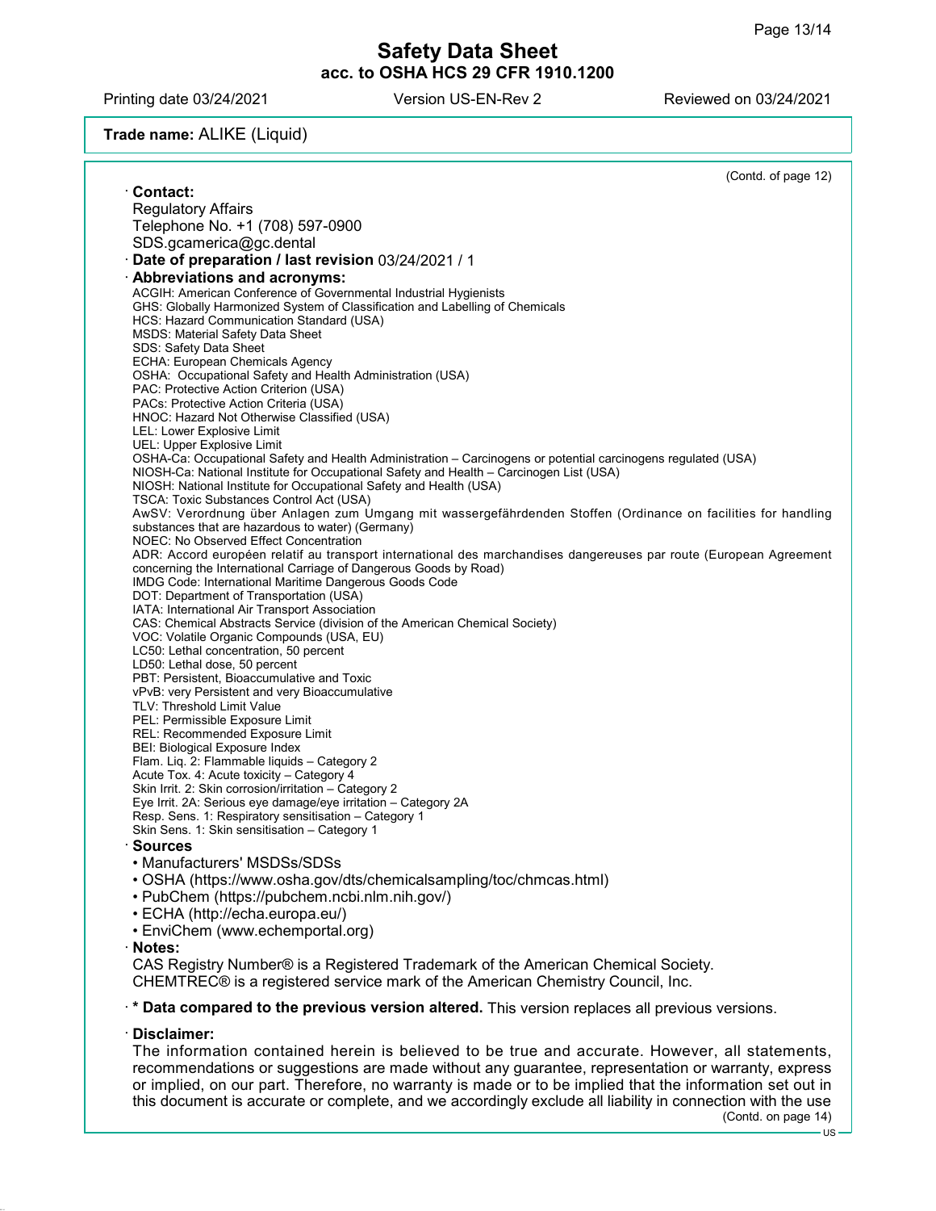**Trade name:** ALIKE (Liquid)

(Contd. of page 12)

· **Contact:**
Regulatory Affairs
Telephone No. +1 (708) 597-0900
SDS.gcamerica@gc.dental

· **Date of preparation / last revision** 03/24/2021 / 1

· **Abbreviations and acronyms:**
ACGIH: American Conference of Governmental Industrial Hygienists
GHS: Globally Harmonized System of Classification and Labelling of Chemicals
HCS: Hazard Communication Standard (USA)
MSDS: Material Safety Data Sheet
SDS: Safety Data Sheet
ECHA: European Chemicals Agency
OSHA: Occupational Safety and Health Administration (USA)
PAC: Protective Action Criterion (USA)
PACs: Protective Action Criteria (USA)
HNOC: Hazard Not Otherwise Classified (USA)
LEL: Lower Explosive Limit
UEL: Upper Explosive Limit
OSHA-Ca: Occupational Safety and Health Administration – Carcinogens or potential carcinogens regulated (USA)
NIOSH-Ca: National Institute for Occupational Safety and Health – Carcinogen List (USA)
NIOSH: National Institute for Occupational Safety and Health (USA)
TSCA: Toxic Substances Control Act (USA)
AwSV: Verordnung über Anlagen zum Umgang mit wassergefährdenden Stoffen (Ordinance on facilities for handling substances that are hazardous to water) (Germany)
NOEC: No Observed Effect Concentration
ADR: Accord européen relatif au transport international des marchandises dangereuses par route (European Agreement concerning the International Carriage of Dangerous Goods by Road)
IMDG Code: International Maritime Dangerous Goods Code
DOT: Department of Transportation (USA)
IATA: International Air Transport Association
CAS: Chemical Abstracts Service (division of the American Chemical Society)
VOC: Volatile Organic Compounds (USA, EU)
LC50: Lethal concentration, 50 percent
LD50: Lethal dose, 50 percent
PBT: Persistent, Bioaccumulative and Toxic
vPvB: very Persistent and very Bioaccumulative
TLV: Threshold Limit Value
PEL: Permissible Exposure Limit
REL: Recommended Exposure Limit
BEI: Biological Exposure Index
Flam. Liq. 2: Flammable liquids – Category 2
Acute Tox. 4: Acute toxicity – Category 4
Skin Irrit. 2: Skin corrosion/irritation – Category 2
Eye Irrit. 2A: Serious eye damage/eye irritation – Category 2A
Resp. Sens. 1: Respiratory sensitisation – Category 1
Skin Sens. 1: Skin sensitisation – Category 1

· **Sources**
- Manufacturers' MSDSs/SDSs
- OSHA (https://www.osha.gov/dts/chemicalsampling/toc/chmcas.html)
- PubChem (https://pubchem.ncbi.nlm.nih.gov/)
- ECHA (http://echa.europa.eu/)
- EnviChem (www.echemportal.org)

· **Notes:**
CAS Registry Number® is a Registered Trademark of the American Chemical Society.
CHEMTREC® is a registered service mark of the American Chemistry Council, Inc.

· *** Data compared to the previous version altered.** This version replaces all previous versions.

· **Disclaimer:**
The information contained herein is believed to be true and accurate. However, all statements, recommendations or suggestions are made without any guarantee, representation or warranty, express or implied, on our part. Therefore, no warranty is made or to be implied that the information set out in this document is accurate or complete, and we accordingly exclude all liability in connection with the use

(Contd. on page 14)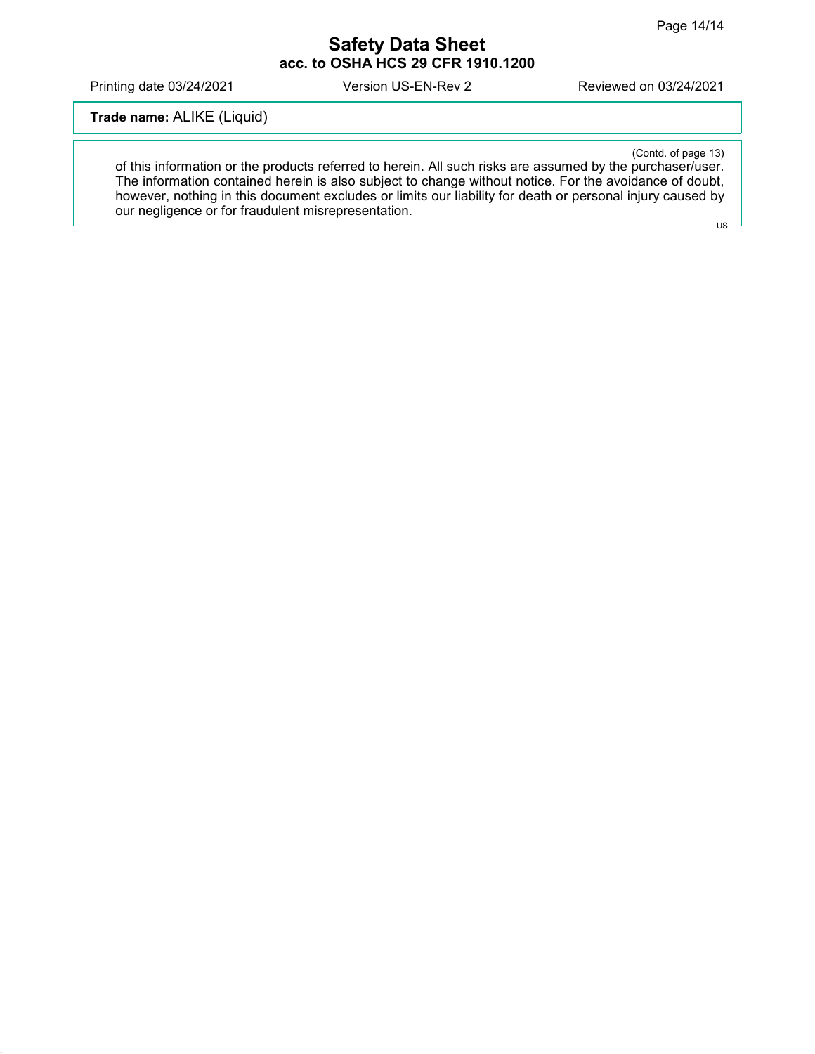of this information or the products referred to herein. All such risks are assumed by the purchaser/user. The information contained herein is also subject to change without notice. For the avoidance of doubt, however, nothing in this document excludes or limits our liability for death or personal injury caused by our negligence or for fraudulent misrepresentation.